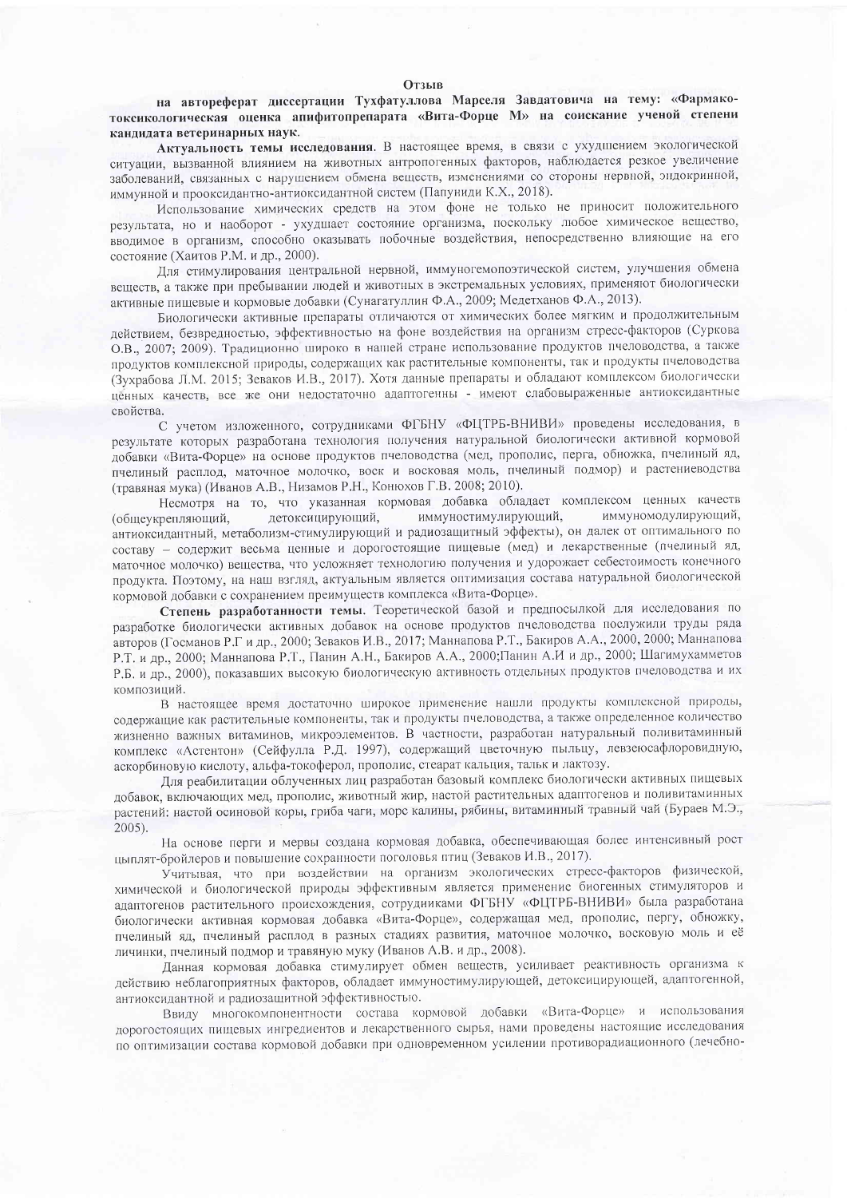**Отзыв**

**на автореферат диссертации Тухфатуллова Марселя Завдатовича на тему: «Фармако-токсикологическая оценка апифитопрепарата «Вита-Форце М» на соискание ученой степени кандидата ветеринарных наук.**

**Актуальность темы исследования**. В настоящее время, в связи с ухудшением экологической ситуации, вызванной влиянием на животных антропогенных факторов, наблюдается резкое увеличение заболеваний, связанных с нарушением обмена веществ, изменениями со стороны нервной, эндокринной, иммунной и прооксидантно-антиоксидантной систем (Папуниди К.Х., 2018).

Использование химических средств на этом фоне не только не приносит положительного результата, но и наоборот - ухудшает состояние организма, поскольку любое химическое вещество, вводимое в организм, способно оказывать побочные воздействия, непосредственно влияющие на его состояние (Хаитов Р.М. и др., 2000).

Для стимулирования центральной нервной, иммуногемопоэтической систем, улучшения обмена веществ, а также при пребывании людей и животных в экстремальных условиях, применяют биологически активные пищевые и кормовые добавки (Сунагатуллин Ф.А., 2009; Медетханов Ф.А., 2013).

Биологически активные препараты отличаются от химических более мягким и продолжительным действием, безвредностью, эффективностью на фоне воздействия на организм стресс-факторов (Суркова О.В., 2007; 2009). Традиционно широко в нашей стране использование продуктов пчеловодства, а также продуктов комплексной природы, содержащих как растительные компоненты, так и продукты пчеловодства (Зухрабова Л.М. 2015; Зеваков И.В., 2017). Хотя данные препараты и обладают комплексом биологически ценных качеств, все же они недостаточно адаптогенны - имеют слабовыраженные антиоксидантные свойства.

С учетом изложенного, сотрудниками ФГБНУ «ФЦТРБ-ВНИВИ» проведены исследования, в результате которых разработана технология получения натуральной биологически активной кормовой добавки «Вита-Форце» на основе продуктов пчеловодства (мед, прополис, перга, обножка, пчелиный яд, пчелиный расплод, маточное молочко, воск и восковая моль, пчелиный подмор) и растениеводства (травяная мука) (Иванов А.В., Низамов Р.Н., Конюхов Г.В. 2008; 2010).

Несмотря на то, что указанная кормовая добавка обладает комплексом ценных качеств (общеукрепляющий, детоксицирующий, иммуностимулирующий, иммуномодулирующий, антиоксидантный, метаболизм-стимулирующий и радиозащитный эффекты), он далек от оптимального по составу – содержит весьма ценные и дорогостоящие пищевые (мед) и лекарственные (пчелиный яд, маточное молочко) вещества, что усложняет технологию получения и удорожает себестоимость конечного продукта. Поэтому, на наш взгляд, актуальным является оптимизация состава натуральной биологической кормовой добавки с сохранением преимуществ комплекса «Вита-Форце».

**Степень разработанности темы**. Теоретической базой и предпосылкой для исследования по разработке биологически активных добавок на основе продуктов пчеловодства послужили труды ряда авторов (Госманов Р.Г и др., 2000; Зеваков И.В., 2017; Маннапова Р.Т., Бакиров А.А., 2000, 2000; Маннапова Р.Т. и др., 2000; Маннапова Р.Т., Панин А.Н., Бакиров А.А., 2000;Панин А.И и др., 2000; Шагимухамметов Р.Б. и др., 2000), показавших высокую биологическую активность отдельных продуктов пчеловодства и их композиций.

В настоящее время достаточно широкое применение нашли продукты комплексной природы, содержащие как растительные компоненты, так и продукты пчеловодства, а также определенное количество жизненно важных витаминов, микроэлементов. В частности, разработан натуральный поливитаминный комплекс «Астентон» (Сейфулла Р.Д. 1997), содержащий цветочную пыльцу, левзеюсафлоровидную, аскорбиновую кислоту, альфа-токоферол, прополис, стеарат кальция, тальк и лактозу.

Для реабилитации облученных лиц разработан базовый комплекс биологически активных пищевых добавок, включающих мед, прополис, животный жир, настой растительных адаптогенов и поливитаминных растений: настой осиновой коры, гриба чаги, морс калины, рябины, витаминный травный чай (Бураев М.Э., 2005).

На основе перги и мервы создана кормовая добавка, обеспечивающая более интенсивный рост цыплят-бройлеров и повышение сохранности поголовья птиц (Зеваков И.В., 2017).

Учитывая, что при воздействии на организм экологических стресс-факторов физической, химической и биологической природы эффективным является применение биогенных стимуляторов и адаптогенов растительного происхождения, сотрудниками ФГБНУ «ФЦТРБ-ВНИВИ» была разработана биологически активная кормовая добавка «Вита-Форце», содержащая мед, прополис, пергу, обножку, пчелиный яд, пчелиный расплод в разных стадиях развития, маточное молочко, восковую моль и её личинки, пчелиный подмор и травяную муку (Иванов А.В. и др., 2008).

Данная кормовая добавка стимулирует обмен веществ, усиливает реактивность организма к действию неблагоприятных факторов, обладает иммуностимулирующей, детоксицирующей, адаптогенной, антиоксидантной и радиозащитной эффективностью.

Ввиду многокомпонентности состава кормовой добавки «Вита-Форце» и использования дорогостоящих пищевых ингредиентов и лекарственного сырья, нами проведены настоящие исследования по оптимизации состава кормовой добавки при одновременном усилении противорадиационного (лечебно-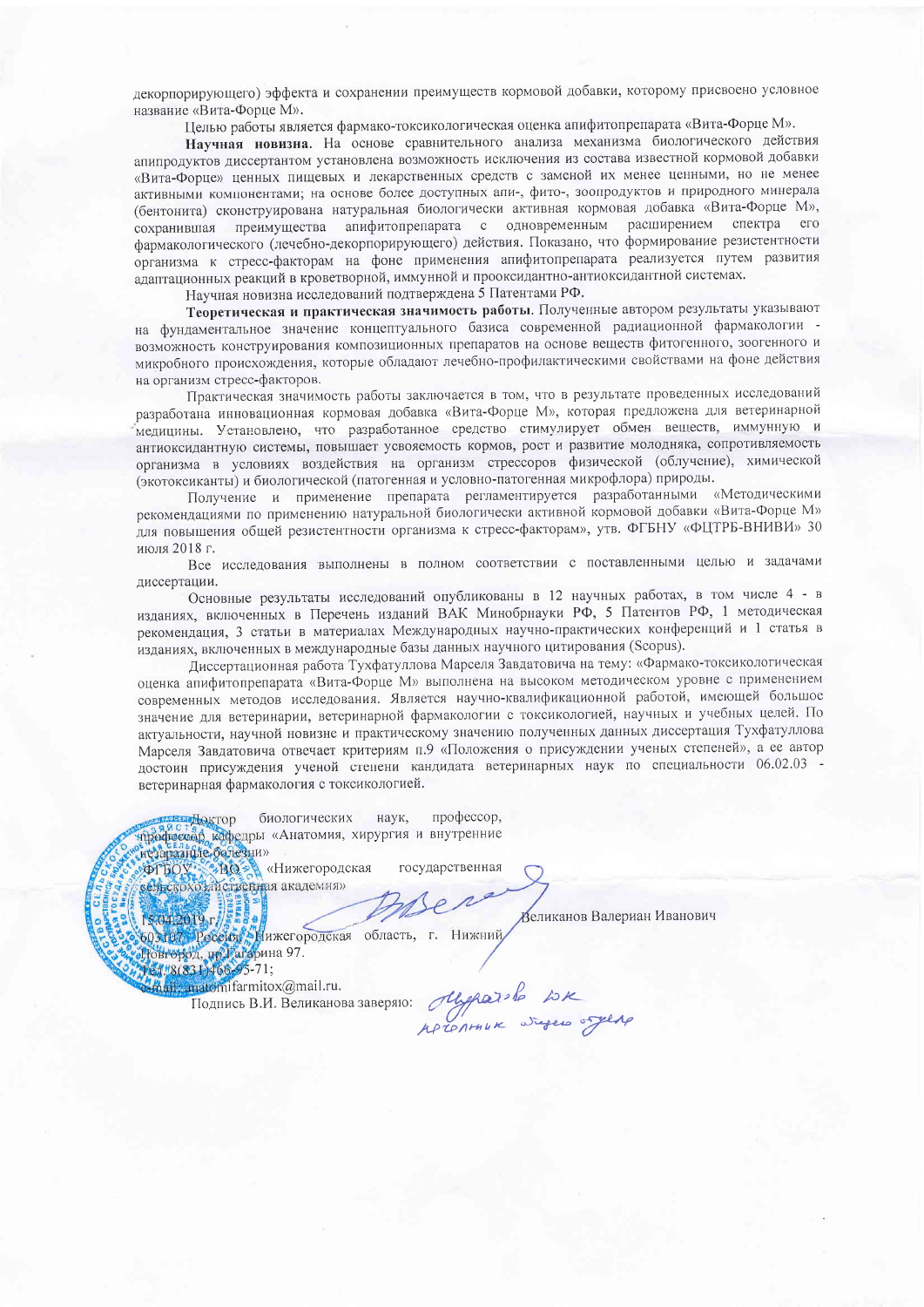декорпорирующего) эффекта и сохранении преимуществ кормовой добавки, которому присвоено условное название «Вита-Форце М».

Целью работы является фармако-токсикологическая оценка апифитопрепарата «Вита-Форце М».

**Научная новизна**. На основе сравнительного анализа механизма биологического действия апипродуктов диссертантом установлена возможность исключения из состава известной кормовой добавки «Вита-Форце» ценных пищевых и лекарственных средств с заменой их менее ценными, но не менее активными компонентами; на основе более доступных апи-, фито-, зоопродуктов и природного минерала (бентонита) сконструирована натуральная биологически активная кормовая добавка «Вита-Форце М», сохранившая преимущества апифитопрепарата с одновременным расширением спектра его фармакологического (лечебно-декорпорирующего) действия. Показано, что формирование резистентности организма к стресс-факторам на фоне применения апифитопрепарата реализуется путем развития адаптационных реакций в кроветворной, иммунной и прооксидантно-антиоксидантной системах.

Научная новизна исследований подтверждена 5 Патентами РФ.

**Теоретическая и практическая значимость работы**. Полученные автором результаты указывают на фундаментальное значение концептуального базиса современной радиационной фармакологии - возможность конструирования композиционных препаратов на основе веществ фитогенного, зоогенного и микробного происхождения, которые обладают лечебно-профилактическими свойствами на фоне действия на организм стресс-факторов.

Практическая значимость работы заключается в том, что в результате проведенных исследований разработана инновационная кормовая добавка «Вита-Форце М», которая предложена для ветеринарной медицины. Установлено, что разработанное средство стимулирует обмен веществ, иммунную и антиоксидантную системы, повышает усвояемость кормов, рост и развитие молодняка, сопротивляемость организма в условиях воздействия на организм стрессоров физической (облучение), химической (экотоксиканты) и биологической (патогенная и условно-патогенная микрофлора) природы.

Получение и применение препарата регламентируется разработанными «Методическими рекомендациями по применению натуральной биологически активной кормовой добавки «Вита-Форце М» для повышения общей резистентности организма к стресс-факторам», утв. ФГБНУ «ФЦТРБ-ВНИВИ» 30 июля 2018 г.

Все исследования выполнены в полном соответствии с поставленными целью и задачами диссертации.

Основные результаты исследований опубликованы в 12 научных работах, в том числе 4 - в изданиях, включенных в Перечень изданий ВАК Минобрнауки РФ, 5 Патентов РФ, 1 методическая рекомендация, 3 статьи в материалах Международных научно-практических конференций и 1 статья в изданиях, включенных в международные базы данных научного цитирования (Scopus).

Диссертационная работа Тухфатуллова Марселя Завдатовича на тему: «Фармако-токсикологическая оценка апифитопрепарата «Вита-Форце М» выполнена на высоком методическом уровне с применением современных методов исследования. Является научно-квалификационной работой, имеющей большое значение для ветеринарии, ветеринарной фармакологии с токсикологией, научных и учебных целей. По актуальности, научной новизне и практическому значению полученных данных диссертация Тухфатуллова Марселя Завдатовича отвечает критериям п.9 «Положения о присуждении ученых степеней», а ее автор достоин присуждения ученой степени кандидата ветеринарных наук по специальности 06.02.03 - ветеринарная фармакология с токсикологией.

Доктор биологических наук, профессор, профессор кафедры «Анатомия, хирургия и внутренние незаразные болезни»
ФГБОУ ВО «Нижегородская государственная сельскохозяйственная академия»

Великанов Валериан Иванович

15.04.2019 г.
603107, Россия, Нижегородская область, г. Нижний Новгород, пр. Гагарина 97.
Тел. 8(831)466-95-71;
e-mail: anatomifarmitox@mail.ru.

Подпись В.И. Великанова заверяю: